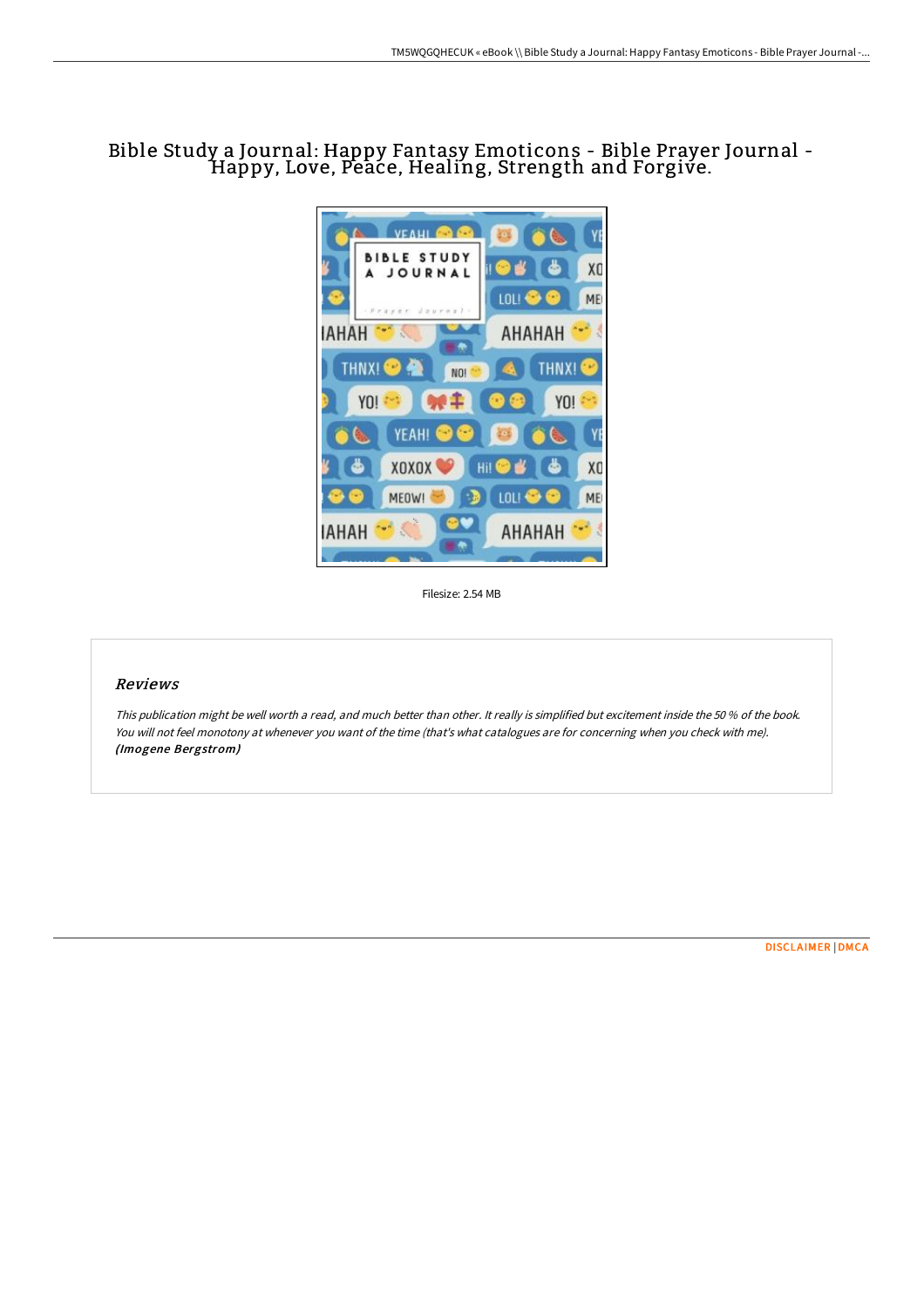# Bible Study a Journal: Happy Fantasy Emoticons - Bible Prayer Journal - Happy, Love, Peace, Healing, Strength and Forgive.

Filesize: 2.54 MB

## Reviews

*This publication might be well worth a read, and much better than other. It really is simplified but excitement inside the 50 % of the book. You will not feel monotony at whenever you want of the time (that's what catalogues are for concerning when you check with me).* ***(Imogene Bergstrom)***

DISCLAIMER | DMCA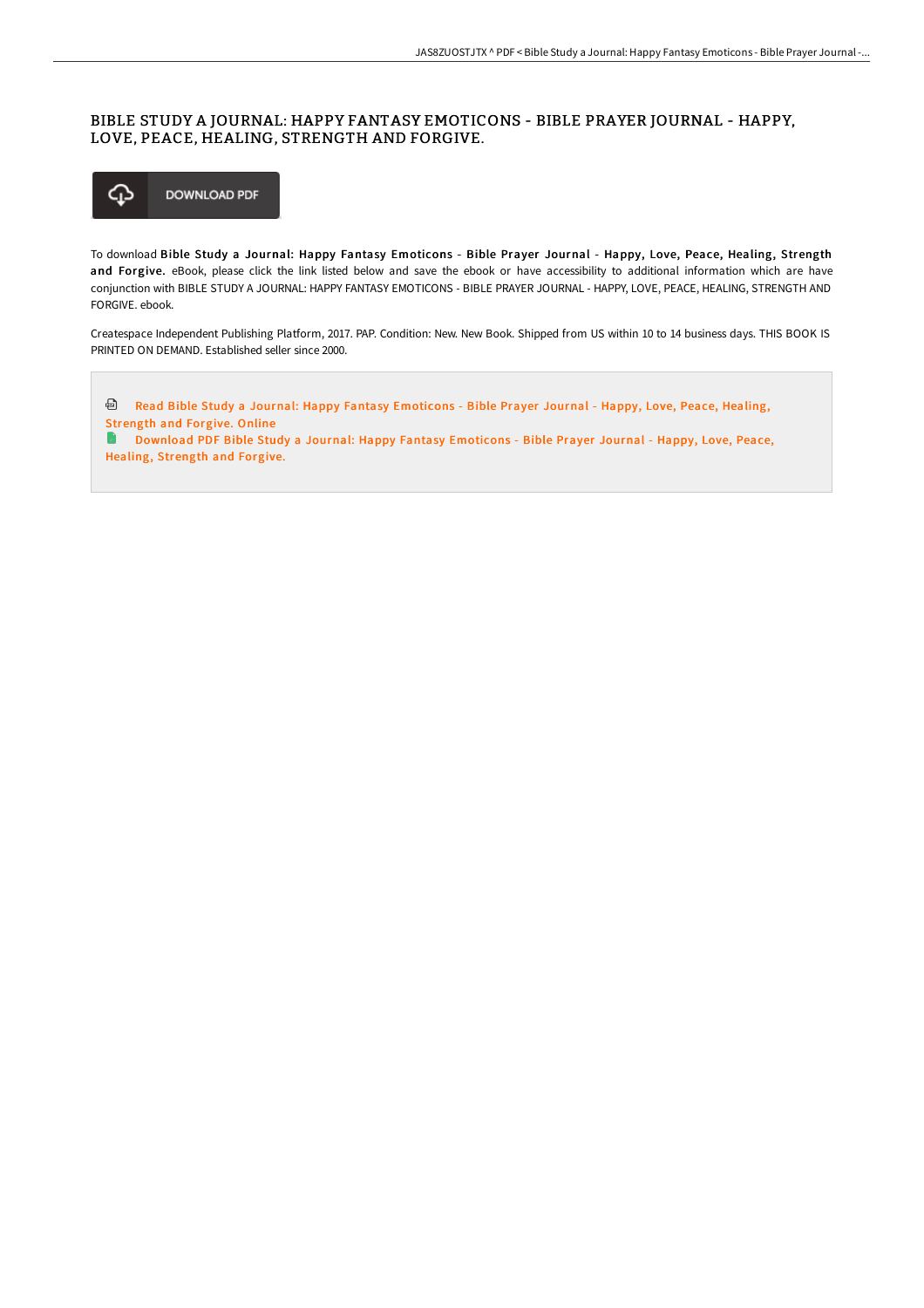# BIBLE STUDY A JOURNAL: HAPPY FANTASY EMOTICONS - BIBLE PRAYER JOURNAL - HAPPY, LOVE, PEACE, HEALING, STRENGTH AND FORGIVE.

DOWNLOAD PDF

To download **Bible Study a Journal: Happy Fantasy Emoticons - Bible Prayer Journal - Happy, Love, Peace, Healing, Strength and Forgive.** eBook, please click the link listed below and save the ebook or have accessibility to additional information which are have conjunction with BIBLE STUDY A JOURNAL: HAPPY FANTASY EMOTICONS - BIBLE PRAYER JOURNAL - HAPPY, LOVE, PEACE, HEALING, STRENGTH AND FORGIVE. ebook.

Createspace Independent Publishing Platform, 2017. PAP. Condition: New. New Book. Shipped from US within 10 to 14 business days. THIS BOOK IS PRINTED ON DEMAND. Established seller since 2000.

Read Bible Study a Journal: Happy Fantasy Emoticons - Bible Prayer Journal - Happy, Love, Peace, Healing, Strength and Forgive. Online

Download PDF Bible Study a Journal: Happy Fantasy Emoticons - Bible Prayer Journal - Happy, Love, Peace, Healing, Strength and Forgive.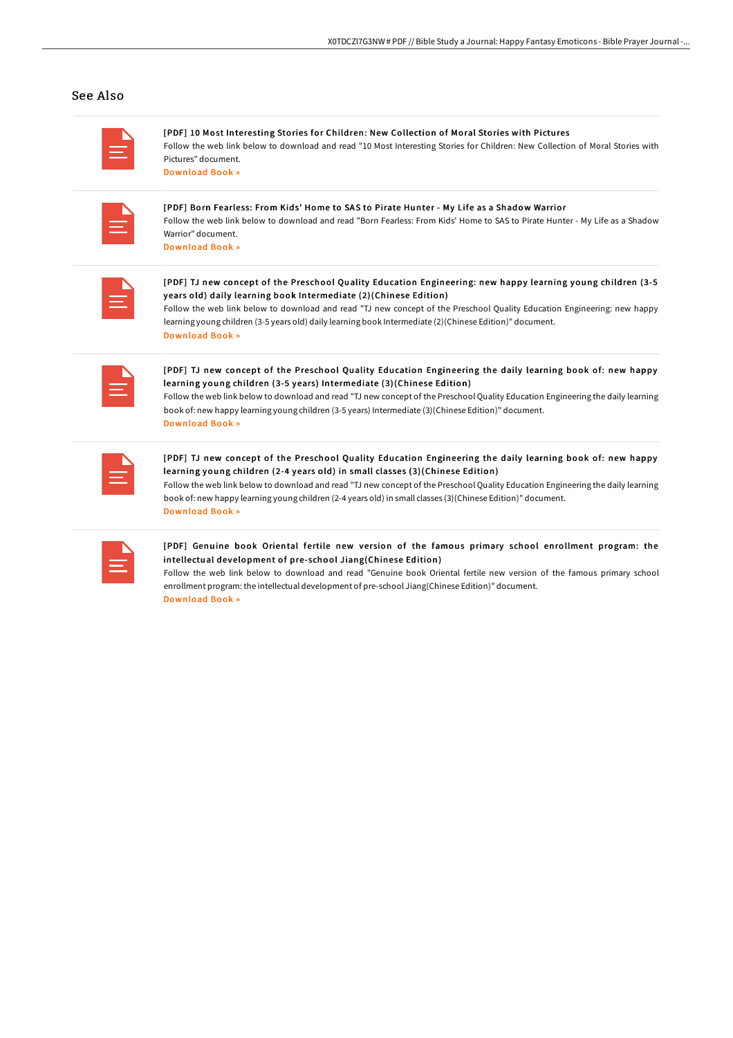## See Also

[PDF] 10 Most Interesting Stories for Children: New Collection of Moral Stories with Pictures
Follow the web link below to download and read "10 Most Interesting Stories for Children: New Collection of Moral Stories with Pictures" document.
Download Book »

[PDF] Born Fearless: From Kids' Home to SAS to Pirate Hunter - My Life as a Shadow Warrior
Follow the web link below to download and read "Born Fearless: From Kids' Home to SAS to Pirate Hunter - My Life as a Shadow Warrior" document.
Download Book »

[PDF] TJ new concept of the Preschool Quality Education Engineering: new happy learning young children (3-5 years old) daily learning book Intermediate (2)(Chinese Edition)
Follow the web link below to download and read "TJ new concept of the Preschool Quality Education Engineering: new happy learning young children (3-5 years old) daily learning book Intermediate (2)(Chinese Edition)" document.
Download Book »

[PDF] TJ new concept of the Preschool Quality Education Engineering the daily learning book of: new happy learning young children (3-5 years) Intermediate (3)(Chinese Edition)
Follow the web link below to download and read "TJ new concept of the Preschool Quality Education Engineering the daily learning book of: new happy learning young children (3-5 years) Intermediate (3)(Chinese Edition)" document.
Download Book »

[PDF] TJ new concept of the Preschool Quality Education Engineering the daily learning book of: new happy learning young children (2-4 years old) in small classes (3)(Chinese Edition)
Follow the web link below to download and read "TJ new concept of the Preschool Quality Education Engineering the daily learning book of: new happy learning young children (2-4 years old) in small classes (3)(Chinese Edition)" document.
Download Book »

[PDF] Genuine book Oriental fertile new version of the famous primary school enrollment program: the intellectual development of pre-school Jiang(Chinese Edition)
Follow the web link below to download and read "Genuine book Oriental fertile new version of the famous primary school enrollment program: the intellectual development of pre-school Jiang(Chinese Edition)" document.
Download Book »